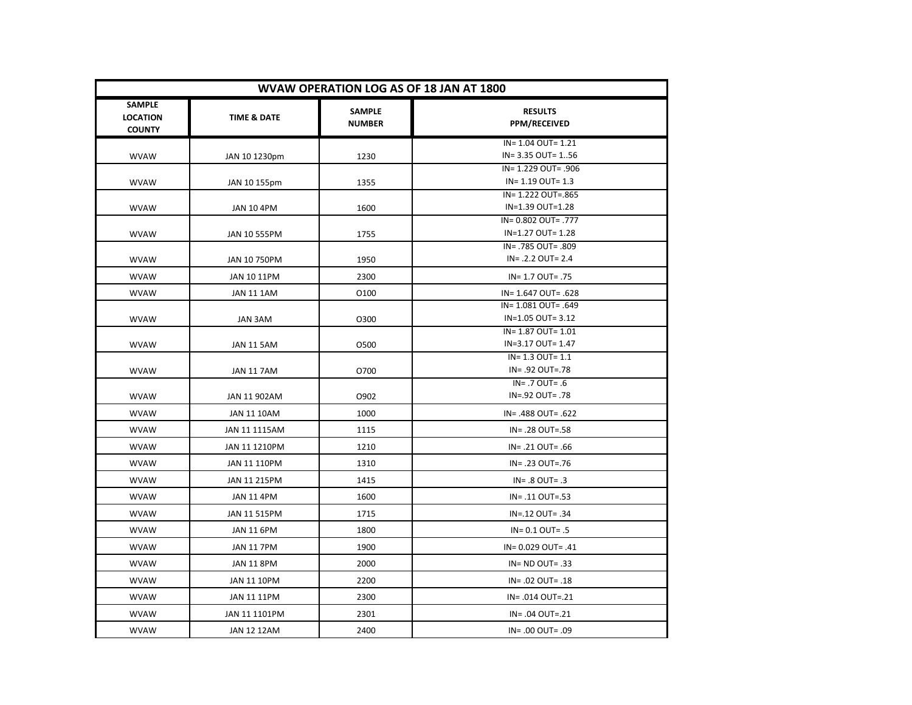| WVAW OPERATION LOG AS OF 18 JAN AT 1800 | | | |
|---|---|---|---|
| SAMPLE LOCATION COUNTY | TIME & DATE | SAMPLE NUMBER | RESULTS PPM/RECEIVED |
| WVAW | JAN 10 1230pm | 1230 | IN= 1.04 OUT= 1.21<br>IN= 3.35 OUT= 1..56 |
| WVAW | JAN 10 155pm | 1355 | IN= 1.229 OUT= .906<br>IN= 1.19 OUT= 1.3 |
| WVAW | JAN 10 4PM | 1600 | IN= 1.222 OUT=.865<br>IN=1.39 OUT=1.28 |
| WVAW | JAN 10 555PM | 1755 | IN= 0.802 OUT= .777<br>IN=1.27 OUT= 1.28 |
| WVAW | JAN 10 750PM | 1950 | IN= .785 OUT= .809<br>IN= .2.2 OUT= 2.4 |
| WVAW | JAN 10 11PM | 2300 | IN= 1.7 OUT= .75 |
| WVAW | JAN 11 1AM | O100 | IN= 1.647 OUT= .628 |
| WVAW | JAN 3AM | O300 | IN= 1.081 OUT= .649<br>IN=1.05 OUT= 3.12 |
| WVAW | JAN 11 5AM | O500 | IN= 1.87 OUT= 1.01<br>IN=3.17 OUT= 1.47 |
| WVAW | JAN 11 7AM | O700 | IN= 1.3 OUT= 1.1<br>IN= .92 OUT=.78 |
| WVAW | JAN 11 902AM | O902 | IN= .7 OUT= .6<br>IN=.92 OUT= .78 |
| WVAW | JAN 11 10AM | 1000 | IN= .488 OUT= .622 |
| WVAW | JAN 11 1115AM | 1115 | IN= .28 OUT=.58 |
| WVAW | JAN 11 1210PM | 1210 | IN= .21 OUT= .66 |
| WVAW | JAN 11 110PM | 1310 | IN= .23 OUT=.76 |
| WVAW | JAN 11 215PM | 1415 | IN= .8 OUT= .3 |
| WVAW | JAN 11 4PM | 1600 | IN= .11 OUT=.53 |
| WVAW | JAN 11 515PM | 1715 | IN=.12 OUT= .34 |
| WVAW | JAN 11 6PM | 1800 | IN= 0.1 OUT= .5 |
| WVAW | JAN 11 7PM | 1900 | IN= 0.029 OUT= .41 |
| WVAW | JAN 11 8PM | 2000 | IN= ND OUT= .33 |
| WVAW | JAN 11 10PM | 2200 | IN= .02 OUT= .18 |
| WVAW | JAN 11 11PM | 2300 | IN= .014 OUT=.21 |
| WVAW | JAN 11 1101PM | 2301 | IN= .04 OUT=.21 |
| WVAW | JAN 12 12AM | 2400 | IN= .00 OUT= .09 |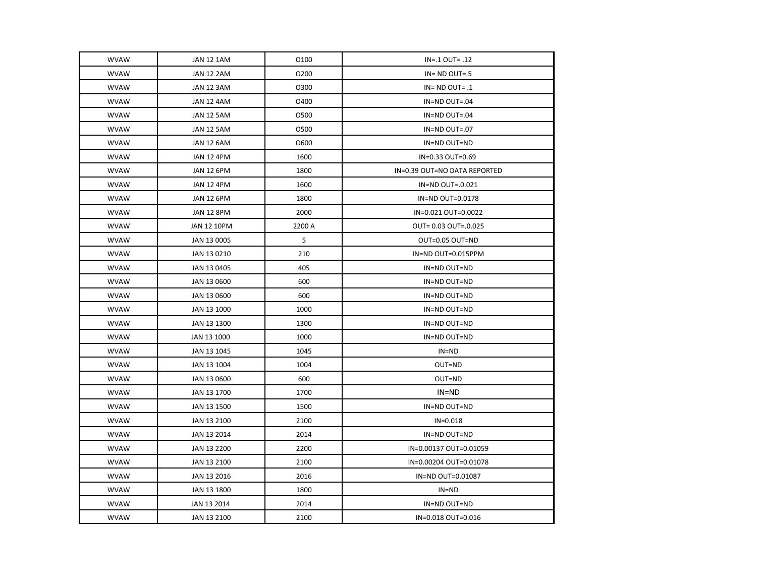| WVAW | JAN 12 1AM | O100 | IN=.1 OUT= .12 |
|---|---|---|---|
| WVAW | JAN 12 2AM | O200 | IN= ND OUT=.5 |
| WVAW | JAN 12 3AM | O300 | IN= ND OUT= .1 |
| WVAW | JAN 12 4AM | O400 | IN=ND OUT=.04 |
| WVAW | JAN 12 5AM | O500 | IN=ND OUT=.04 |
| WVAW | JAN 12 5AM | O500 | IN=ND OUT=.07 |
| WVAW | JAN 12 6AM | O600 | IN=ND OUT=ND |
| WVAW | JAN 12 4PM | 1600 | IN=0.33 OUT=0.69 |
| WVAW | JAN 12 6PM | 1800 | IN=0.39 OUT=NO DATA REPORTED |
| WVAW | JAN 12 4PM | 1600 | IN=ND OUT=.0.021 |
| WVAW | JAN 12 6PM | 1800 | IN=ND OUT=0.0178 |
| WVAW | JAN 12 8PM | 2000 | IN=0.021 OUT=0.0022 |
| WVAW | JAN 12 10PM | 2200 A | OUT= 0.03 OUT=.0.025 |
| WVAW | JAN 13 0005 | 5 | OUT=0.05 OUT=ND |
| WVAW | JAN 13 0210 | 210 | IN=ND OUT=0.015PPM |
| WVAW | JAN 13 0405 | 405 | IN=ND OUT=ND |
| WVAW | JAN 13 0600 | 600 | IN=ND OUT=ND |
| WVAW | JAN 13 0600 | 600 | IN=ND OUT=ND |
| WVAW | JAN 13 1000 | 1000 | IN=ND OUT=ND |
| WVAW | JAN 13 1300 | 1300 | IN=ND OUT=ND |
| WVAW | JAN 13 1000 | 1000 | IN=ND OUT=ND |
| WVAW | JAN 13 1045 | 1045 | IN=ND |
| WVAW | JAN 13 1004 | 1004 | OUT=ND |
| WVAW | JAN 13 0600 | 600 | OUT=ND |
| WVAW | JAN 13 1700 | 1700 | IN=ND |
| WVAW | JAN 13 1500 | 1500 | IN=ND OUT=ND |
| WVAW | JAN 13 2100 | 2100 | IN=0.018 |
| WVAW | JAN 13 2014 | 2014 | IN=ND OUT=ND |
| WVAW | JAN 13 2200 | 2200 | IN=0.00137 OUT=0.01059 |
| WVAW | JAN 13 2100 | 2100 | IN=0.00204 OUT=0.01078 |
| WVAW | JAN 13 2016 | 2016 | IN=ND OUT=0.01087 |
| WVAW | JAN 13 1800 | 1800 | IN=ND |
| WVAW | JAN 13 2014 | 2014 | IN=ND OUT=ND |
| WVAW | JAN 13 2100 | 2100 | IN=0.018 OUT=0.016 |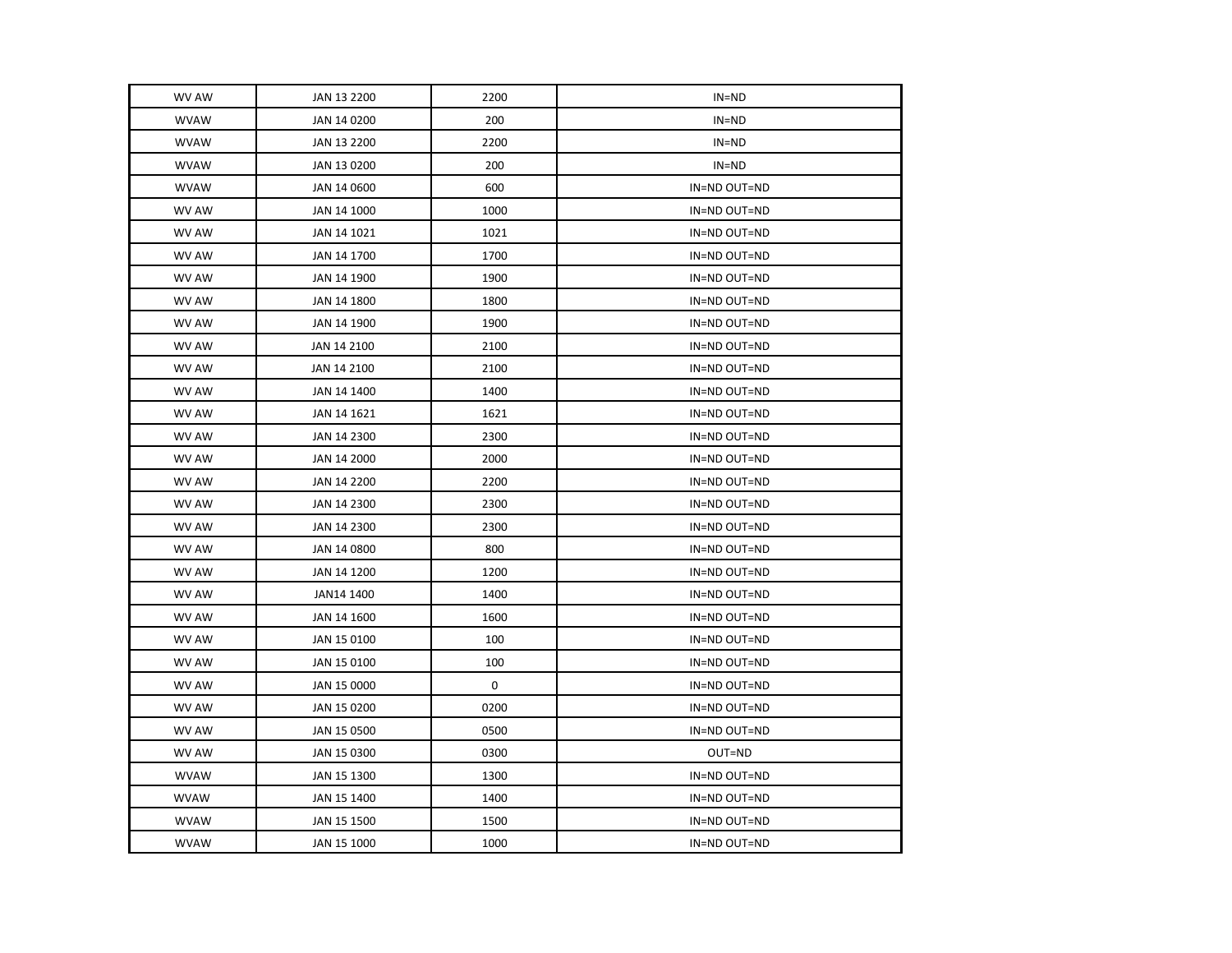| | | | |
|---|---|---|---|
| WV AW | JAN 13 2200 | 2200 | IN=ND |
| WVAW | JAN 14 0200 | 200 | IN=ND |
| WVAW | JAN 13 2200 | 2200 | IN=ND |
| WVAW | JAN 13 0200 | 200 | IN=ND |
| WVAW | JAN 14 0600 | 600 | IN=ND OUT=ND |
| WV AW | JAN 14 1000 | 1000 | IN=ND OUT=ND |
| WV AW | JAN 14 1021 | 1021 | IN=ND OUT=ND |
| WV AW | JAN 14 1700 | 1700 | IN=ND OUT=ND |
| WV AW | JAN 14 1900 | 1900 | IN=ND OUT=ND |
| WV AW | JAN 14 1800 | 1800 | IN=ND OUT=ND |
| WV AW | JAN 14 1900 | 1900 | IN=ND OUT=ND |
| WV AW | JAN 14 2100 | 2100 | IN=ND OUT=ND |
| WV AW | JAN 14 2100 | 2100 | IN=ND OUT=ND |
| WV AW | JAN 14 1400 | 1400 | IN=ND OUT=ND |
| WV AW | JAN 14 1621 | 1621 | IN=ND OUT=ND |
| WV AW | JAN 14 2300 | 2300 | IN=ND OUT=ND |
| WV AW | JAN 14 2000 | 2000 | IN=ND OUT=ND |
| WV AW | JAN 14 2200 | 2200 | IN=ND OUT=ND |
| WV AW | JAN 14 2300 | 2300 | IN=ND OUT=ND |
| WV AW | JAN 14 2300 | 2300 | IN=ND OUT=ND |
| WV AW | JAN 14 0800 | 800 | IN=ND OUT=ND |
| WV AW | JAN 14 1200 | 1200 | IN=ND OUT=ND |
| WV AW | JAN14 1400 | 1400 | IN=ND OUT=ND |
| WV AW | JAN 14 1600 | 1600 | IN=ND OUT=ND |
| WV AW | JAN 15 0100 | 100 | IN=ND OUT=ND |
| WV AW | JAN 15 0100 | 100 | IN=ND OUT=ND |
| WV AW | JAN 15 0000 | 0 | IN=ND OUT=ND |
| WV AW | JAN 15 0200 | 0200 | IN=ND OUT=ND |
| WV AW | JAN 15 0500 | 0500 | IN=ND OUT=ND |
| WV AW | JAN 15 0300 | 0300 | OUT=ND |
| WVAW | JAN 15 1300 | 1300 | IN=ND OUT=ND |
| WVAW | JAN 15 1400 | 1400 | IN=ND OUT=ND |
| WVAW | JAN 15 1500 | 1500 | IN=ND OUT=ND |
| WVAW | JAN 15 1000 | 1000 | IN=ND OUT=ND |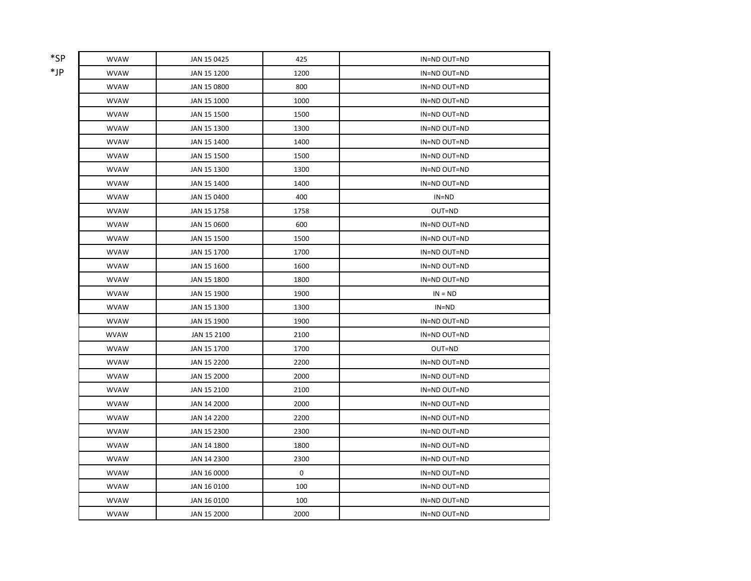*SP
*JP

| WVAW | JAN 15 0425 | 425 | IN=ND OUT=ND |
|---|---|---|---|
| WVAW | JAN 15 1200 | 1200 | IN=ND OUT=ND |
| WVAW | JAN 15 0800 | 800 | IN=ND OUT=ND |
| WVAW | JAN 15 1000 | 1000 | IN=ND OUT=ND |
| WVAW | JAN 15 1500 | 1500 | IN=ND OUT=ND |
| WVAW | JAN 15 1300 | 1300 | IN=ND OUT=ND |
| WVAW | JAN 15 1400 | 1400 | IN=ND OUT=ND |
| WVAW | JAN 15 1500 | 1500 | IN=ND OUT=ND |
| WVAW | JAN 15 1300 | 1300 | IN=ND OUT=ND |
| WVAW | JAN 15 1400 | 1400 | IN=ND OUT=ND |
| WVAW | JAN 15 0400 | 400 | IN=ND |
| WVAW | JAN 15 1758 | 1758 | OUT=ND |
| WVAW | JAN 15 0600 | 600 | IN=ND OUT=ND |
| WVAW | JAN 15 1500 | 1500 | IN=ND OUT=ND |
| WVAW | JAN 15 1700 | 1700 | IN=ND OUT=ND |
| WVAW | JAN 15 1600 | 1600 | IN=ND OUT=ND |
| WVAW | JAN 15 1800 | 1800 | IN=ND OUT=ND |
| WVAW | JAN 15 1900 | 1900 | IN = ND |
| WVAW | JAN 15 1300 | 1300 | IN=ND |
| WVAW | JAN 15 1900 | 1900 | IN=ND OUT=ND |
| WVAW | JAN 15 2100 | 2100 | IN=ND OUT=ND |
| WVAW | JAN 15 1700 | 1700 | OUT=ND |
| WVAW | JAN 15 2200 | 2200 | IN=ND OUT=ND |
| WVAW | JAN 15 2000 | 2000 | IN=ND OUT=ND |
| WVAW | JAN 15 2100 | 2100 | IN=ND OUT=ND |
| WVAW | JAN 14 2000 | 2000 | IN=ND OUT=ND |
| WVAW | JAN 14 2200 | 2200 | IN=ND OUT=ND |
| WVAW | JAN 15 2300 | 2300 | IN=ND OUT=ND |
| WVAW | JAN 14 1800 | 1800 | IN=ND OUT=ND |
| WVAW | JAN 14 2300 | 2300 | IN=ND OUT=ND |
| WVAW | JAN 16 0000 | 0 | IN=ND OUT=ND |
| WVAW | JAN 16 0100 | 100 | IN=ND OUT=ND |
| WVAW | JAN 16 0100 | 100 | IN=ND OUT=ND |
| WVAW | JAN 15 2000 | 2000 | IN=ND OUT=ND |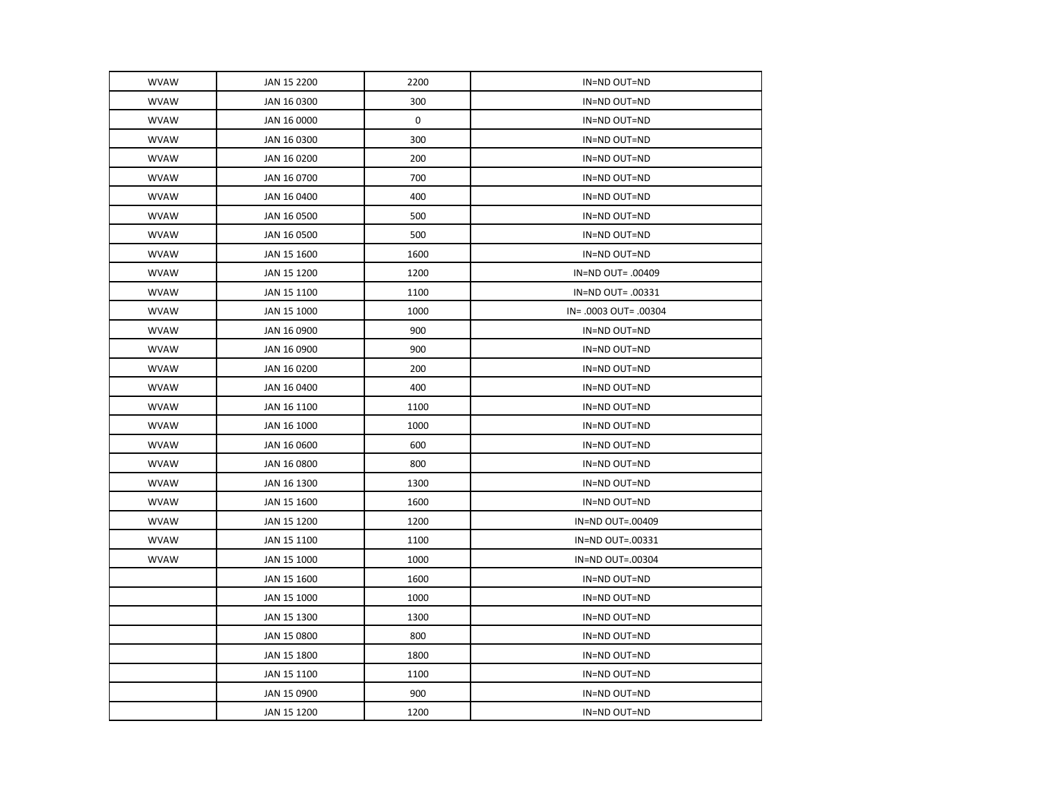| WVAW | JAN 15 2200 | 2200 | IN=ND OUT=ND |
|---|---|---|---|
| WVAW | JAN 16 0300 | 300 | IN=ND OUT=ND |
| WVAW | JAN 16 0000 | 0 | IN=ND OUT=ND |
| WVAW | JAN 16 0300 | 300 | IN=ND OUT=ND |
| WVAW | JAN 16 0200 | 200 | IN=ND OUT=ND |
| WVAW | JAN 16 0700 | 700 | IN=ND OUT=ND |
| WVAW | JAN 16 0400 | 400 | IN=ND OUT=ND |
| WVAW | JAN 16 0500 | 500 | IN=ND OUT=ND |
| WVAW | JAN 16 0500 | 500 | IN=ND OUT=ND |
| WVAW | JAN 15 1600 | 1600 | IN=ND OUT=ND |
| WVAW | JAN 15 1200 | 1200 | IN=ND OUT= .00409 |
| WVAW | JAN 15 1100 | 1100 | IN=ND OUT= .00331 |
| WVAW | JAN 15 1000 | 1000 | IN= .0003 OUT= .00304 |
| WVAW | JAN 16 0900 | 900 | IN=ND OUT=ND |
| WVAW | JAN 16 0900 | 900 | IN=ND OUT=ND |
| WVAW | JAN 16 0200 | 200 | IN=ND OUT=ND |
| WVAW | JAN 16 0400 | 400 | IN=ND OUT=ND |
| WVAW | JAN 16 1100 | 1100 | IN=ND OUT=ND |
| WVAW | JAN 16 1000 | 1000 | IN=ND OUT=ND |
| WVAW | JAN 16 0600 | 600 | IN=ND OUT=ND |
| WVAW | JAN 16 0800 | 800 | IN=ND OUT=ND |
| WVAW | JAN 16 1300 | 1300 | IN=ND OUT=ND |
| WVAW | JAN 15 1600 | 1600 | IN=ND OUT=ND |
| WVAW | JAN 15 1200 | 1200 | IN=ND OUT=.00409 |
| WVAW | JAN 15 1100 | 1100 | IN=ND OUT=.00331 |
| WVAW | JAN 15 1000 | 1000 | IN=ND OUT=.00304 |
| | JAN 15 1600 | 1600 | IN=ND OUT=ND |
| | JAN 15 1000 | 1000 | IN=ND OUT=ND |
| | JAN 15 1300 | 1300 | IN=ND OUT=ND |
| | JAN 15 0800 | 800 | IN=ND OUT=ND |
| | JAN 15 1800 | 1800 | IN=ND OUT=ND |
| | JAN 15 1100 | 1100 | IN=ND OUT=ND |
| | JAN 15 0900 | 900 | IN=ND OUT=ND |
| | JAN 15 1200 | 1200 | IN=ND OUT=ND |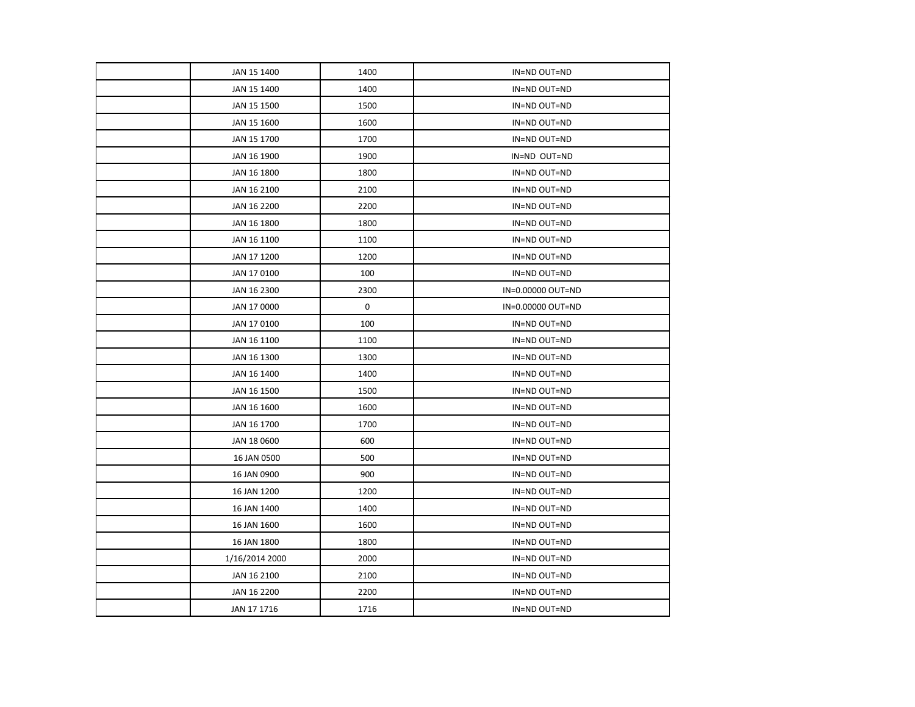| | | | |
|---|---|---|---|
| | JAN 15 1400 | 1400 | IN=ND OUT=ND |
| | JAN 15 1400 | 1400 | IN=ND OUT=ND |
| | JAN 15 1500 | 1500 | IN=ND OUT=ND |
| | JAN 15 1600 | 1600 | IN=ND OUT=ND |
| | JAN 15 1700 | 1700 | IN=ND OUT=ND |
| | JAN 16 1900 | 1900 | IN=ND  OUT=ND |
| | JAN 16 1800 | 1800 | IN=ND OUT=ND |
| | JAN 16 2100 | 2100 | IN=ND OUT=ND |
| | JAN 16 2200 | 2200 | IN=ND OUT=ND |
| | JAN 16 1800 | 1800 | IN=ND OUT=ND |
| | JAN 16 1100 | 1100 | IN=ND OUT=ND |
| | JAN 17 1200 | 1200 | IN=ND OUT=ND |
| | JAN 17 0100 | 100 | IN=ND OUT=ND |
| | JAN 16 2300 | 2300 | IN=0.00000 OUT=ND |
| | JAN 17 0000 | 0 | IN=0.00000 OUT=ND |
| | JAN 17 0100 | 100 | IN=ND OUT=ND |
| | JAN 16 1100 | 1100 | IN=ND OUT=ND |
| | JAN 16 1300 | 1300 | IN=ND OUT=ND |
| | JAN 16 1400 | 1400 | IN=ND OUT=ND |
| | JAN 16 1500 | 1500 | IN=ND OUT=ND |
| | JAN 16 1600 | 1600 | IN=ND OUT=ND |
| | JAN 16 1700 | 1700 | IN=ND OUT=ND |
| | JAN 18 0600 | 600 | IN=ND OUT=ND |
| | 16 JAN 0500 | 500 | IN=ND OUT=ND |
| | 16 JAN 0900 | 900 | IN=ND OUT=ND |
| | 16 JAN 1200 | 1200 | IN=ND OUT=ND |
| | 16 JAN 1400 | 1400 | IN=ND OUT=ND |
| | 16 JAN 1600 | 1600 | IN=ND OUT=ND |
| | 16 JAN 1800 | 1800 | IN=ND OUT=ND |
| | 1/16/2014 2000 | 2000 | IN=ND OUT=ND |
| | JAN 16 2100 | 2100 | IN=ND OUT=ND |
| | JAN 16 2200 | 2200 | IN=ND OUT=ND |
| | JAN 17 1716 | 1716 | IN=ND OUT=ND |